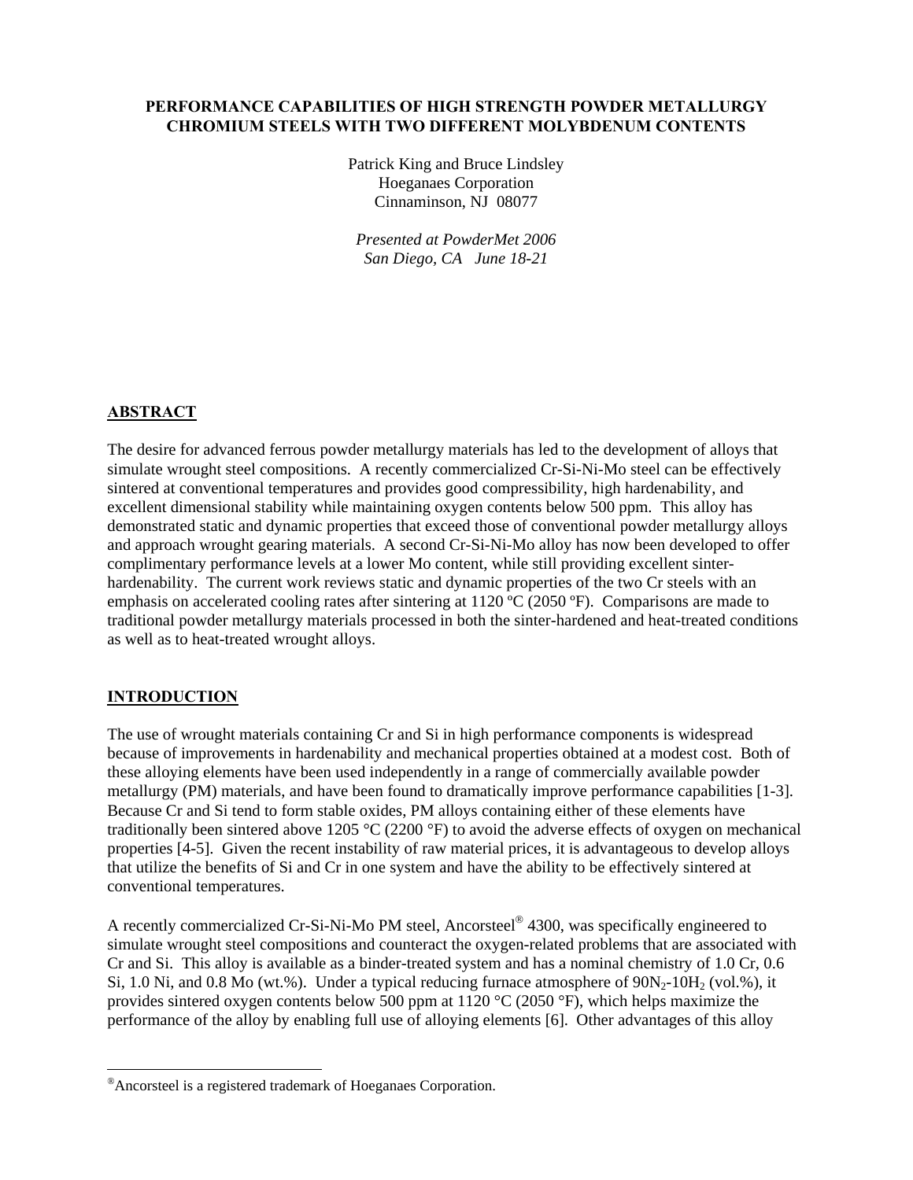# PERFORMANCE CAPABILITIES OF HIGH STRENGTH POWDER METALLURGY CHROMIUM STEELS WITH TWO DIFFERENT MOLYBDENUM CONTENTS

Patrick King and Bruce Lindsley
Hoeganaes Corporation
Cinnaminson, NJ 08077

*Presented at PowderMet 2006*
*San Diego, CA June 18-21*

## ABSTRACT

The desire for advanced ferrous powder metallurgy materials has led to the development of alloys that simulate wrought steel compositions. A recently commercialized Cr-Si-Ni-Mo steel can be effectively sintered at conventional temperatures and provides good compressibility, high hardenability, and excellent dimensional stability while maintaining oxygen contents below 500 ppm. This alloy has demonstrated static and dynamic properties that exceed those of conventional powder metallurgy alloys and approach wrought gearing materials. A second Cr-Si-Ni-Mo alloy has now been developed to offer complimentary performance levels at a lower Mo content, while still providing excellent sinter-hardenability. The current work reviews static and dynamic properties of the two Cr steels with an emphasis on accelerated cooling rates after sintering at 1120 ºC (2050 ºF). Comparisons are made to traditional powder metallurgy materials processed in both the sinter-hardened and heat-treated conditions as well as to heat-treated wrought alloys.

## INTRODUCTION

The use of wrought materials containing Cr and Si in high performance components is widespread because of improvements in hardenability and mechanical properties obtained at a modest cost. Both of these alloying elements have been used independently in a range of commercially available powder metallurgy (PM) materials, and have been found to dramatically improve performance capabilities [1-3]. Because Cr and Si tend to form stable oxides, PM alloys containing either of these elements have traditionally been sintered above 1205 °C (2200 °F) to avoid the adverse effects of oxygen on mechanical properties [4-5]. Given the recent instability of raw material prices, it is advantageous to develop alloys that utilize the benefits of Si and Cr in one system and have the ability to be effectively sintered at conventional temperatures.

A recently commercialized Cr-Si-Ni-Mo PM steel, Ancorsteel® 4300, was specifically engineered to simulate wrought steel compositions and counteract the oxygen-related problems that are associated with Cr and Si. This alloy is available as a binder-treated system and has a nominal chemistry of 1.0 Cr, 0.6 Si, 1.0 Ni, and 0.8 Mo (wt.%). Under a typical reducing furnace atmosphere of $90N_2$-$10H_2$ (vol.%), it provides sintered oxygen contents below 500 ppm at 1120 °C (2050 °F), which helps maximize the performance of the alloy by enabling full use of alloying elements [6]. Other advantages of this alloy

®Ancorsteel is a registered trademark of Hoeganaes Corporation.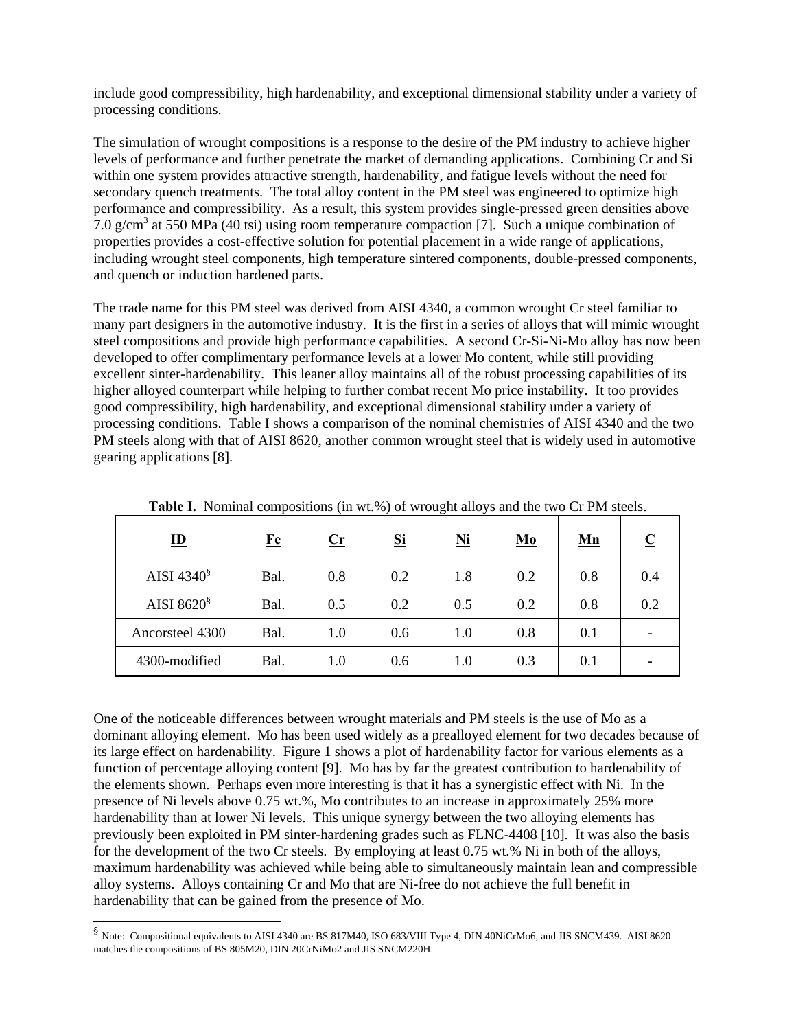include good compressibility, high hardenability, and exceptional dimensional stability under a variety of processing conditions.

The simulation of wrought compositions is a response to the desire of the PM industry to achieve higher levels of performance and further penetrate the market of demanding applications. Combining Cr and Si within one system provides attractive strength, hardenability, and fatigue levels without the need for secondary quench treatments. The total alloy content in the PM steel was engineered to optimize high performance and compressibility. As a result, this system provides single-pressed green densities above 7.0 g/cm$^3$ at 550 MPa (40 tsi) using room temperature compaction [7]. Such a unique combination of properties provides a cost-effective solution for potential placement in a wide range of applications, including wrought steel components, high temperature sintered components, double-pressed components, and quench or induction hardened parts.

The trade name for this PM steel was derived from AISI 4340, a common wrought Cr steel familiar to many part designers in the automotive industry. It is the first in a series of alloys that will mimic wrought steel compositions and provide high performance capabilities. A second Cr-Si-Ni-Mo alloy has now been developed to offer complimentary performance levels at a lower Mo content, while still providing excellent sinter-hardenability. This leaner alloy maintains all of the robust processing capabilities of its higher alloyed counterpart while helping to further combat recent Mo price instability. It too provides good compressibility, high hardenability, and exceptional dimensional stability under a variety of processing conditions. Table I shows a comparison of the nominal chemistries of AISI 4340 and the two PM steels along with that of AISI 8620, another common wrought steel that is widely used in automotive gearing applications [8].

**Table I.** Nominal compositions (in wt.%) of wrought alloys and the two Cr PM steels.

| ID | Fe | Cr | Si | Ni | Mo | Mn | C |
|---|---|---|---|---|---|---|---|
| AISI 4340§ | Bal. | 0.8 | 0.2 | 1.8 | 0.2 | 0.8 | 0.4 |
| AISI 8620§ | Bal. | 0.5 | 0.2 | 0.5 | 0.2 | 0.8 | 0.2 |
| Ancorsteel 4300 | Bal. | 1.0 | 0.6 | 1.0 | 0.8 | 0.1 | - |
| 4300-modified | Bal. | 1.0 | 0.6 | 1.0 | 0.3 | 0.1 | - |

One of the noticeable differences between wrought materials and PM steels is the use of Mo as a dominant alloying element. Mo has been used widely as a prealloyed element for two decades because of its large effect on hardenability. Figure 1 shows a plot of hardenability factor for various elements as a function of percentage alloying content [9]. Mo has by far the greatest contribution to hardenability of the elements shown. Perhaps even more interesting is that it has a synergistic effect with Ni. In the presence of Ni levels above 0.75 wt.%, Mo contributes to an increase in approximately 25% more hardenability than at lower Ni levels. This unique synergy between the two alloying elements has previously been exploited in PM sinter-hardening grades such as FLNC-4408 [10]. It was also the basis for the development of the two Cr steels. By employing at least 0.75 wt.% Ni in both of the alloys, maximum hardenability was achieved while being able to simultaneously maintain lean and compressible alloy systems. Alloys containing Cr and Mo that are Ni-free do not achieve the full benefit in hardenability that can be gained from the presence of Mo.

§ Note: Compositional equivalents to AISI 4340 are BS 817M40, ISO 683/VIII Type 4, DIN 40NiCrMo6, and JIS SNCM439. AISI 8620 matches the compositions of BS 805M20, DIN 20CrNiMo2 and JIS SNCM220H.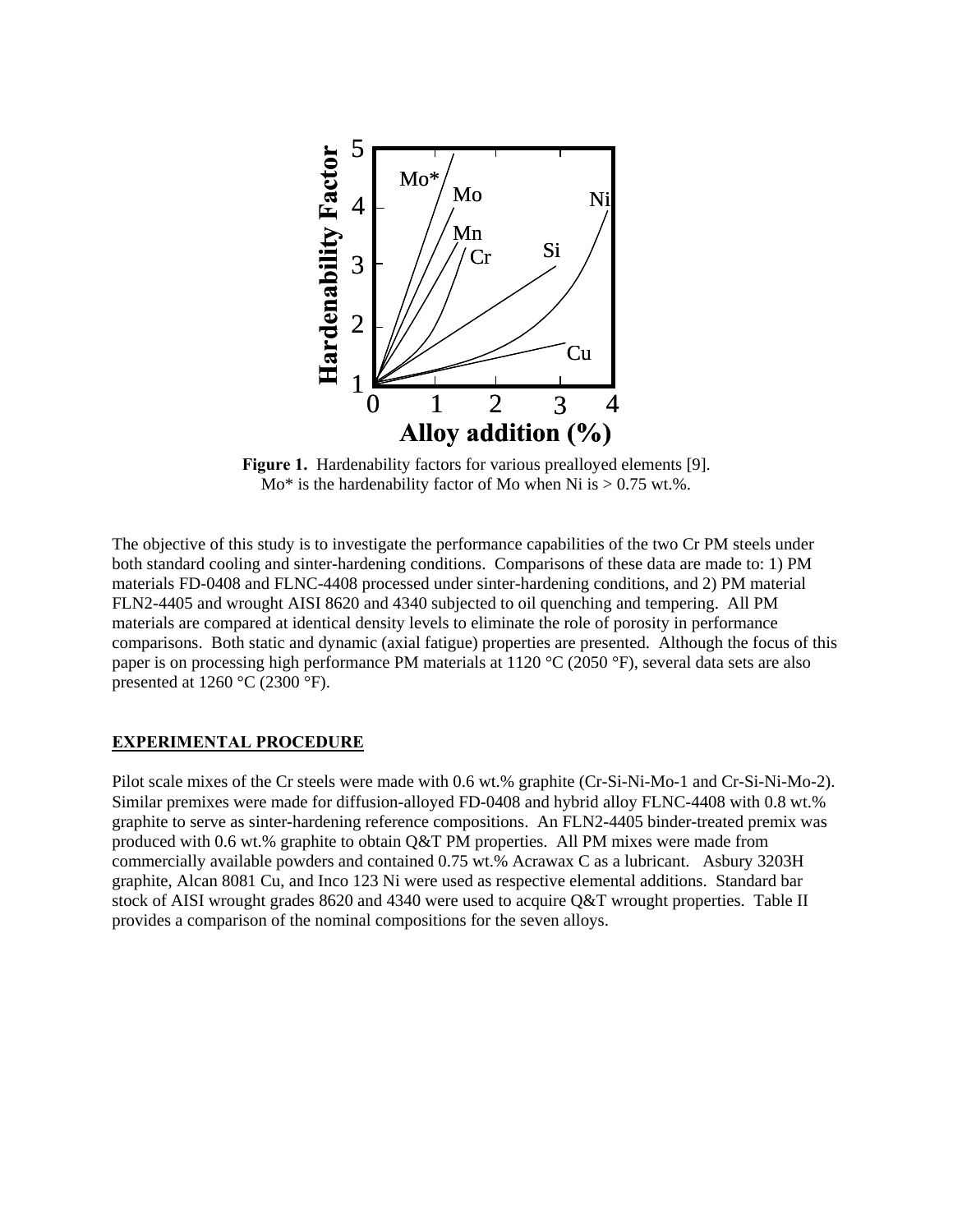**Figure 1.** Hardenability factors for various prealloyed elements [9]. Mo* is the hardenability factor of Mo when Ni is > 0.75 wt.%.

The objective of this study is to investigate the performance capabilities of the two Cr PM steels under both standard cooling and sinter-hardening conditions. Comparisons of these data are made to: 1) PM materials FD-0408 and FLNC-4408 processed under sinter-hardening conditions, and 2) PM material FLN2-4405 and wrought AISI 8620 and 4340 subjected to oil quenching and tempering. All PM materials are compared at identical density levels to eliminate the role of porosity in performance comparisons. Both static and dynamic (axial fatigue) properties are presented. Although the focus of this paper is on processing high performance PM materials at 1120 °C (2050 °F), several data sets are also presented at 1260 °C (2300 °F).

## EXPERIMENTAL PROCEDURE

Pilot scale mixes of the Cr steels were made with 0.6 wt.% graphite (Cr-Si-Ni-Mo-1 and Cr-Si-Ni-Mo-2). Similar premixes were made for diffusion-alloyed FD-0408 and hybrid alloy FLNC-4408 with 0.8 wt.% graphite to serve as sinter-hardening reference compositions. An FLN2-4405 binder-treated premix was produced with 0.6 wt.% graphite to obtain Q&T PM properties. All PM mixes were made from commercially available powders and contained 0.75 wt.% Acrawax C as a lubricant. Asbury 3203H graphite, Alcan 8081 Cu, and Inco 123 Ni were used as respective elemental additions. Standard bar stock of AISI wrought grades 8620 and 4340 were used to acquire Q&T wrought properties. Table II provides a comparison of the nominal compositions for the seven alloys.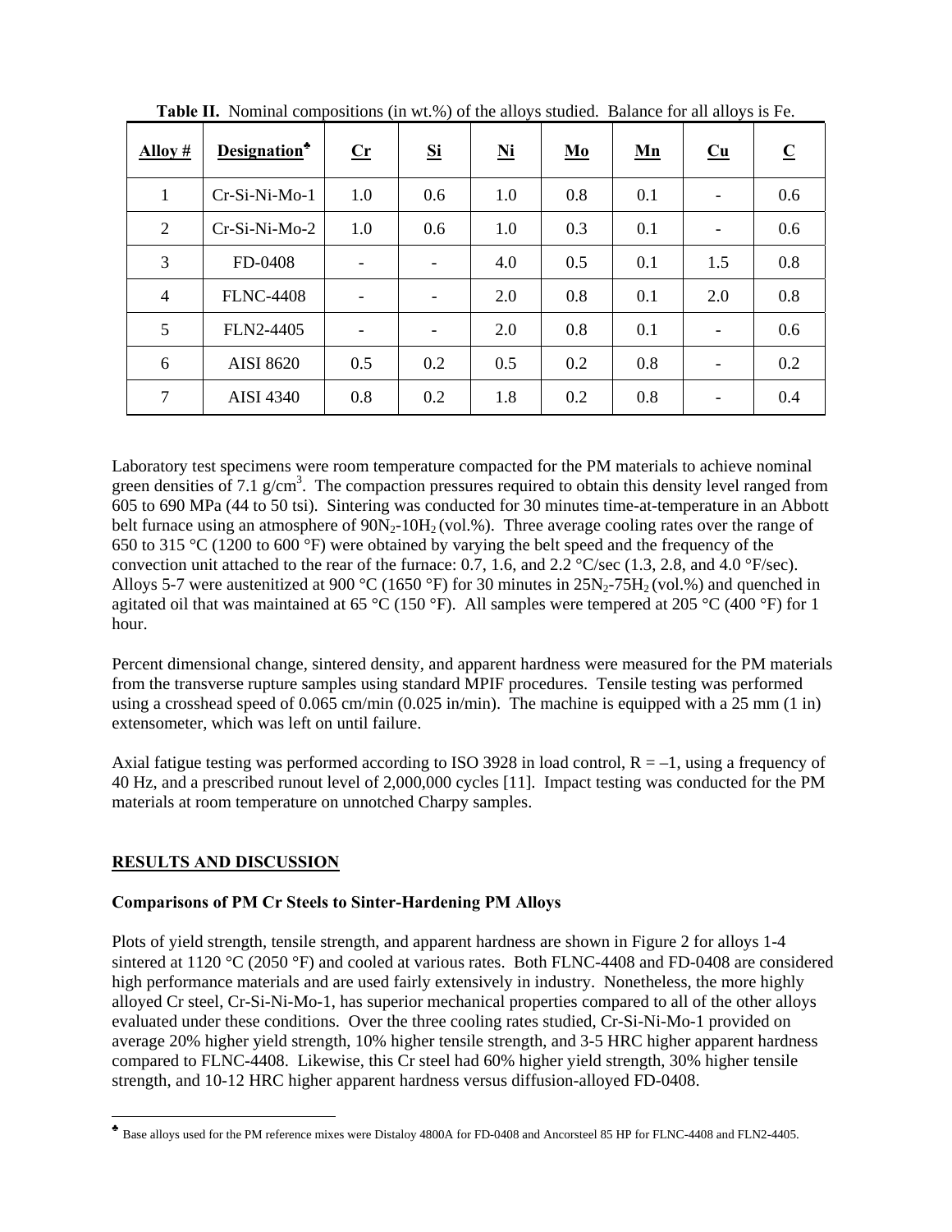**Table II.** Nominal compositions (in wt.%) of the alloys studied. Balance for all alloys is Fe.

| Alloy # | Designation♣ | Cr | Si | Ni | Mo | Mn | Cu | C |
|---|---|---|---|---|---|---|---|---|
| 1 | Cr-Si-Ni-Mo-1 | 1.0 | 0.6 | 1.0 | 0.8 | 0.1 | - | 0.6 |
| 2 | Cr-Si-Ni-Mo-2 | 1.0 | 0.6 | 1.0 | 0.3 | 0.1 | - | 0.6 |
| 3 | FD-0408 | - | - | 4.0 | 0.5 | 0.1 | 1.5 | 0.8 |
| 4 | FLNC-4408 | - | - | 2.0 | 0.8 | 0.1 | 2.0 | 0.8 |
| 5 | FLN2-4405 | - | - | 2.0 | 0.8 | 0.1 | - | 0.6 |
| 6 | AISI 8620 | 0.5 | 0.2 | 0.5 | 0.2 | 0.8 | - | 0.2 |
| 7 | AISI 4340 | 0.8 | 0.2 | 1.8 | 0.2 | 0.8 | - | 0.4 |

Laboratory test specimens were room temperature compacted for the PM materials to achieve nominal green densities of 7.1 g/cm$^3$. The compaction pressures required to obtain this density level ranged from 605 to 690 MPa (44 to 50 tsi). Sintering was conducted for 30 minutes time-at-temperature in an Abbott belt furnace using an atmosphere of $90N_2$-$10H_2$ (vol.%). Three average cooling rates over the range of 650 to 315 °C (1200 to 600 °F) were obtained by varying the belt speed and the frequency of the convection unit attached to the rear of the furnace: 0.7, 1.6, and 2.2 °C/sec (1.3, 2.8, and 4.0 °F/sec). Alloys 5-7 were austenitized at 900 °C (1650 °F) for 30 minutes in $25N_2$-$75H_2$ (vol.%) and quenched in agitated oil that was maintained at 65 °C (150 °F). All samples were tempered at 205 °C (400 °F) for 1 hour.

Percent dimensional change, sintered density, and apparent hardness were measured for the PM materials from the transverse rupture samples using standard MPIF procedures. Tensile testing was performed using a crosshead speed of 0.065 cm/min (0.025 in/min). The machine is equipped with a 25 mm (1 in) extensometer, which was left on until failure.

Axial fatigue testing was performed according to ISO 3928 in load control, $R = -1$, using a frequency of 40 Hz, and a prescribed runout level of 2,000,000 cycles [11]. Impact testing was conducted for the PM materials at room temperature on unnotched Charpy samples.

## RESULTS AND DISCUSSION

### Comparisons of PM Cr Steels to Sinter-Hardening PM Alloys

Plots of yield strength, tensile strength, and apparent hardness are shown in Figure 2 for alloys 1-4 sintered at 1120 °C (2050 °F) and cooled at various rates. Both FLNC-4408 and FD-0408 are considered high performance materials and are used fairly extensively in industry. Nonetheless, the more highly alloyed Cr steel, Cr-Si-Ni-Mo-1, has superior mechanical properties compared to all of the other alloys evaluated under these conditions. Over the three cooling rates studied, Cr-Si-Ni-Mo-1 provided on average 20% higher yield strength, 10% higher tensile strength, and 3-5 HRC higher apparent hardness compared to FLNC-4408. Likewise, this Cr steel had 60% higher yield strength, 30% higher tensile strength, and 10-12 HRC higher apparent hardness versus diffusion-alloyed FD-0408.

♣ Base alloys used for the PM reference mixes were Distaloy 4800A for FD-0408 and Ancorsteel 85 HP for FLNC-4408 and FLN2-4405.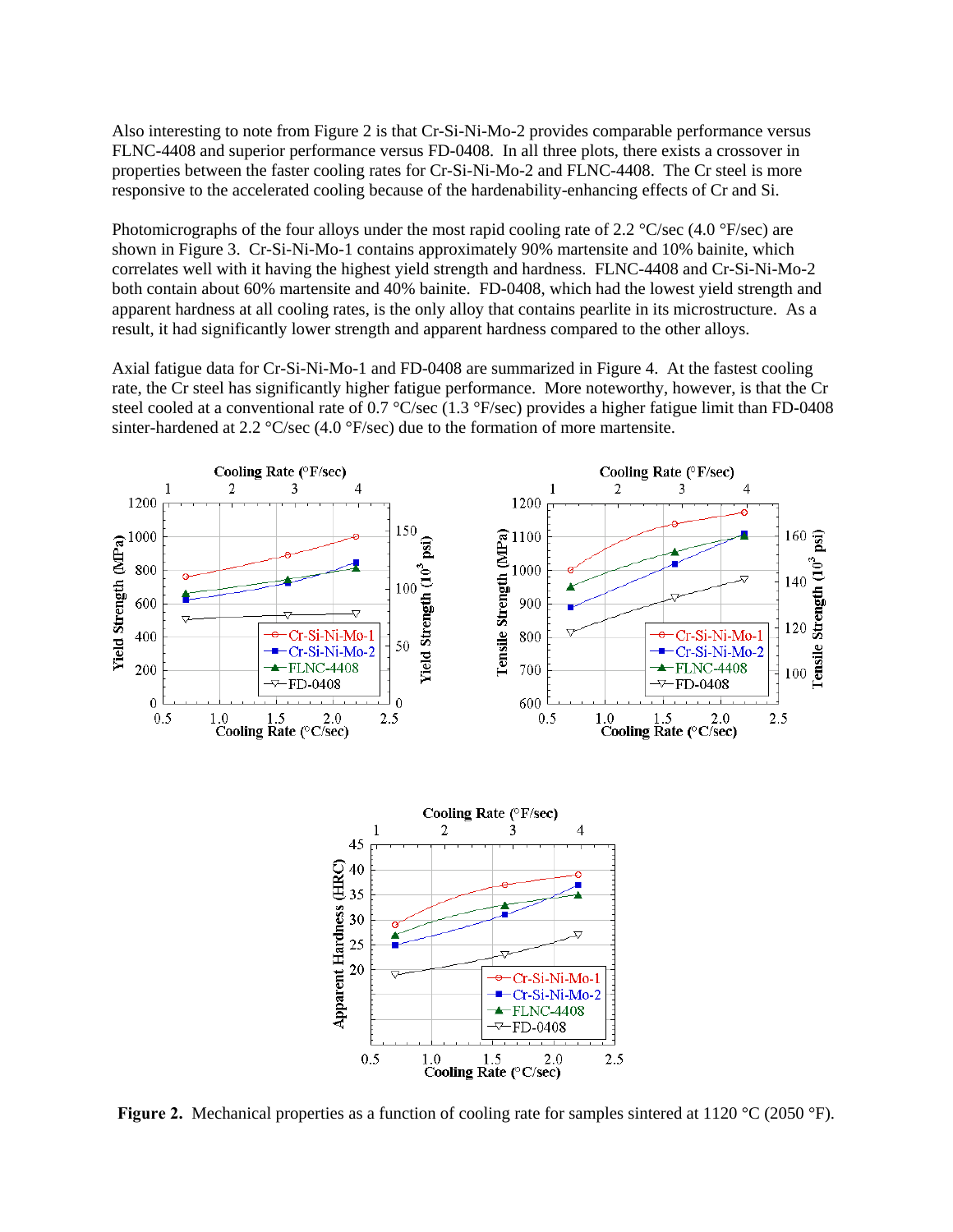Also interesting to note from Figure 2 is that Cr-Si-Ni-Mo-2 provides comparable performance versus FLNC-4408 and superior performance versus FD-0408. In all three plots, there exists a crossover in properties between the faster cooling rates for Cr-Si-Ni-Mo-2 and FLNC-4408. The Cr steel is more responsive to the accelerated cooling because of the hardenability-enhancing effects of Cr and Si.

Photomicrographs of the four alloys under the most rapid cooling rate of 2.2 °C/sec (4.0 °F/sec) are shown in Figure 3. Cr-Si-Ni-Mo-1 contains approximately 90% martensite and 10% bainite, which correlates well with it having the highest yield strength and hardness. FLNC-4408 and Cr-Si-Ni-Mo-2 both contain about 60% martensite and 40% bainite. FD-0408, which had the lowest yield strength and apparent hardness at all cooling rates, is the only alloy that contains pearlite in its microstructure. As a result, it had significantly lower strength and apparent hardness compared to the other alloys.

Axial fatigue data for Cr-Si-Ni-Mo-1 and FD-0408 are summarized in Figure 4. At the fastest cooling rate, the Cr steel has significantly higher fatigue performance. More noteworthy, however, is that the Cr steel cooled at a conventional rate of 0.7 °C/sec (1.3 °F/sec) provides a higher fatigue limit than FD-0408 sinter-hardened at 2.2 °C/sec (4.0 °F/sec) due to the formation of more martensite.

**Figure 2.** Mechanical properties as a function of cooling rate for samples sintered at 1120 °C (2050 °F).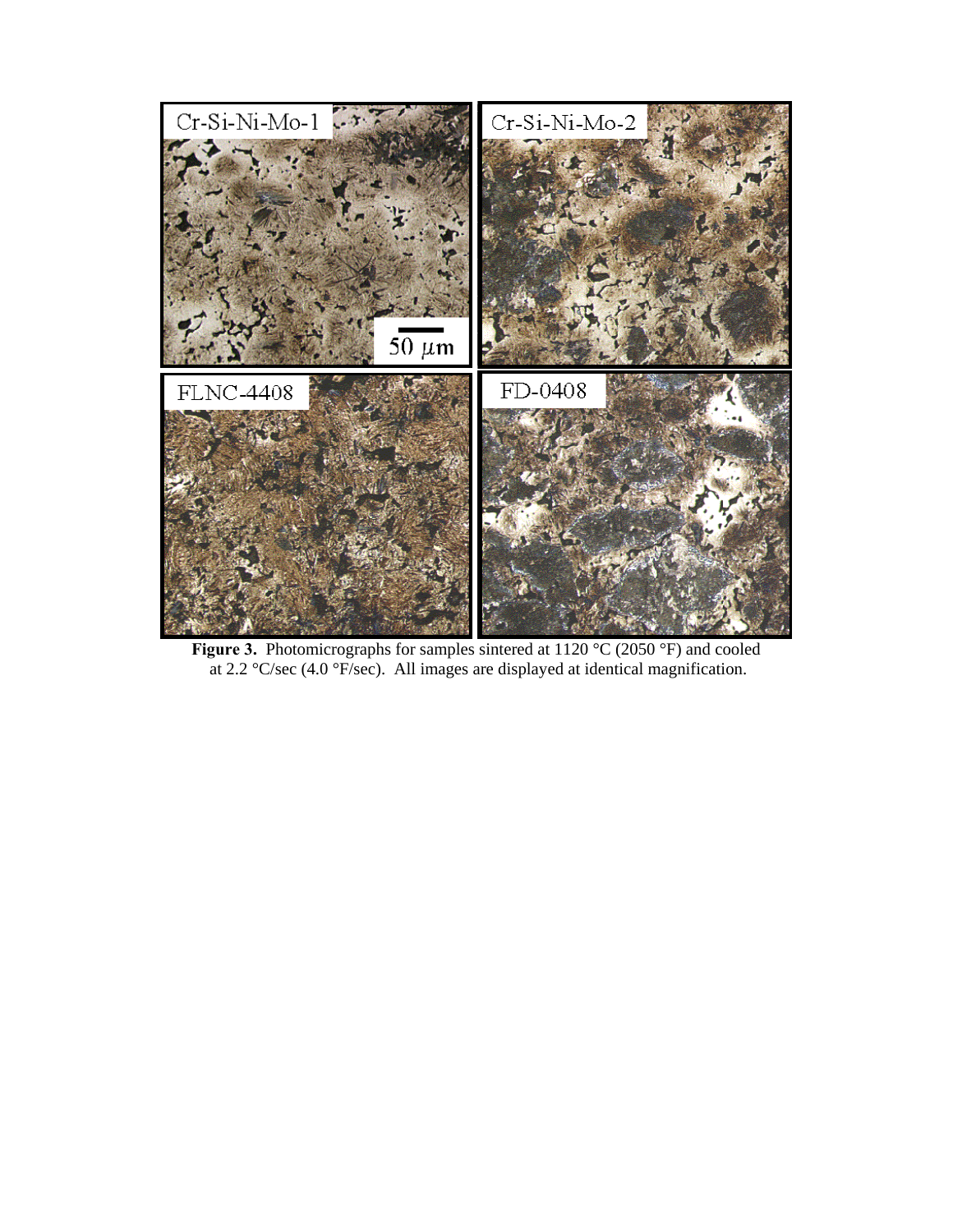**Figure 3.** Photomicrographs for samples sintered at 1120 °C (2050 °F) and cooled at 2.2 °C/sec (4.0 °F/sec). All images are displayed at identical magnification.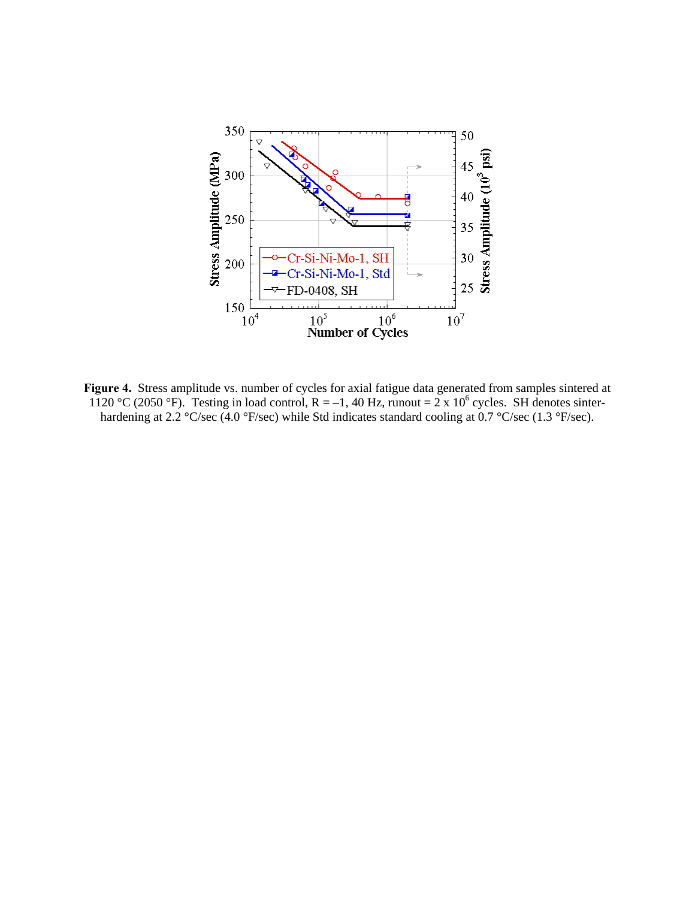**Figure 4.** Stress amplitude vs. number of cycles for axial fatigue data generated from samples sintered at 1120 °C (2050 °F). Testing in load control, R = –1, 40 Hz, runout = 2 x $10^6$ cycles. SH denotes sinter-hardening at 2.2 °C/sec (4.0 °F/sec) while Std indicates standard cooling at 0.7 °C/sec (1.3 °F/sec).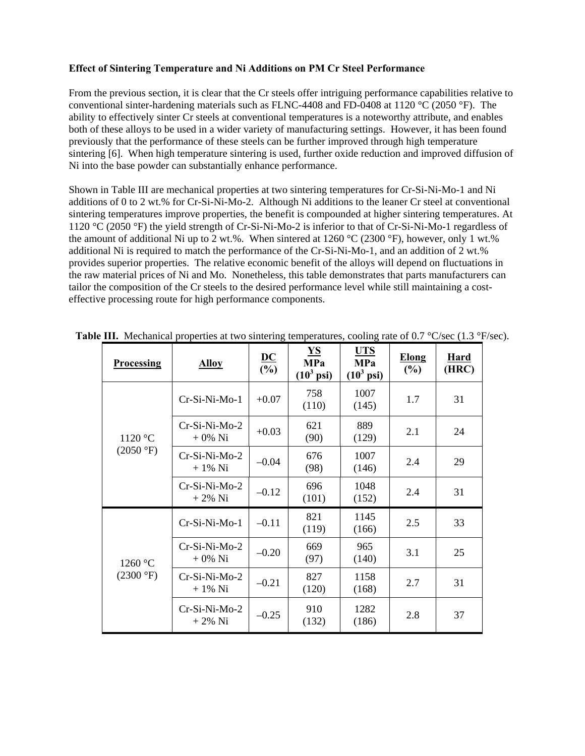**Effect of Sintering Temperature and Ni Additions on PM Cr Steel Performance**

From the previous section, it is clear that the Cr steels offer intriguing performance capabilities relative to conventional sinter-hardening materials such as FLNC-4408 and FD-0408 at 1120 °C (2050 °F). The ability to effectively sinter Cr steels at conventional temperatures is a noteworthy attribute, and enables both of these alloys to be used in a wider variety of manufacturing settings. However, it has been found previously that the performance of these steels can be further improved through high temperature sintering [6]. When high temperature sintering is used, further oxide reduction and improved diffusion of Ni into the base powder can substantially enhance performance.

Shown in Table III are mechanical properties at two sintering temperatures for Cr-Si-Ni-Mo-1 and Ni additions of 0 to 2 wt.% for Cr-Si-Ni-Mo-2. Although Ni additions to the leaner Cr steel at conventional sintering temperatures improve properties, the benefit is compounded at higher sintering temperatures. At 1120 °C (2050 °F) the yield strength of Cr-Si-Ni-Mo-2 is inferior to that of Cr-Si-Ni-Mo-1 regardless of the amount of additional Ni up to 2 wt.%. When sintered at 1260 °C (2300 °F), however, only 1 wt.% additional Ni is required to match the performance of the Cr-Si-Ni-Mo-1, and an addition of 2 wt.% provides superior properties. The relative economic benefit of the alloys will depend on fluctuations in the raw material prices of Ni and Mo. Nonetheless, this table demonstrates that parts manufacturers can tailor the composition of the Cr steels to the desired performance level while still maintaining a cost-effective processing route for high performance components.

**Table III.** Mechanical properties at two sintering temperatures, cooling rate of 0.7 °C/sec (1.3 °F/sec).

| Processing | Alloy | DC (%) | YS MPa ($10^3$ psi) | UTS MPa ($10^3$ psi) | Elong (%) | Hard (HRC) |
|---|---|---|---|---|---|---|
| 1120 °C (2050 °F) | Cr-Si-Ni-Mo-1 | +0.07 | 758 (110) | 1007 (145) | 1.7 | 31 |
| | Cr-Si-Ni-Mo-2 + 0% Ni | +0.03 | 621 (90) | 889 (129) | 2.1 | 24 |
| | Cr-Si-Ni-Mo-2 + 1% Ni | –0.04 | 676 (98) | 1007 (146) | 2.4 | 29 |
| | Cr-Si-Ni-Mo-2 + 2% Ni | –0.12 | 696 (101) | 1048 (152) | 2.4 | 31 |
| 1260 °C (2300 °F) | Cr-Si-Ni-Mo-1 | –0.11 | 821 (119) | 1145 (166) | 2.5 | 33 |
| | Cr-Si-Ni-Mo-2 + 0% Ni | –0.20 | 669 (97) | 965 (140) | 3.1 | 25 |
| | Cr-Si-Ni-Mo-2 + 1% Ni | –0.21 | 827 (120) | 1158 (168) | 2.7 | 31 |
| | Cr-Si-Ni-Mo-2 + 2% Ni | –0.25 | 910 (132) | 1282 (186) | 2.8 | 37 |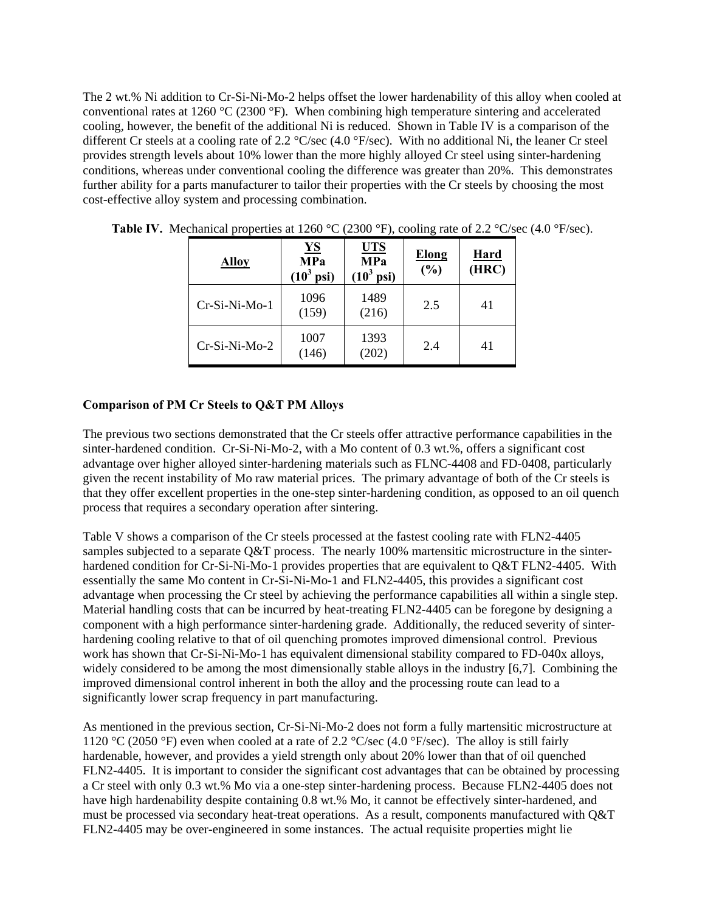The 2 wt.% Ni addition to Cr-Si-Ni-Mo-2 helps offset the lower hardenability of this alloy when cooled at conventional rates at 1260 °C (2300 °F). When combining high temperature sintering and accelerated cooling, however, the benefit of the additional Ni is reduced. Shown in Table IV is a comparison of the different Cr steels at a cooling rate of 2.2 °C/sec (4.0 °F/sec). With no additional Ni, the leaner Cr steel provides strength levels about 10% lower than the more highly alloyed Cr steel using sinter-hardening conditions, whereas under conventional cooling the difference was greater than 20%. This demonstrates further ability for a parts manufacturer to tailor their properties with the Cr steels by choosing the most cost-effective alloy system and processing combination.

**Table IV.** Mechanical properties at 1260 °C (2300 °F), cooling rate of 2.2 °C/sec (4.0 °F/sec).

| Alloy | YS MPa ($10^3$ psi) | UTS MPa ($10^3$ psi) | Elong (%) | Hard (HRC) |
|---|---|---|---|---|
| Cr-Si-Ni-Mo-1 | 1096 (159) | 1489 (216) | 2.5 | 41 |
| Cr-Si-Ni-Mo-2 | 1007 (146) | 1393 (202) | 2.4 | 41 |

**Comparison of PM Cr Steels to Q&T PM Alloys**

The previous two sections demonstrated that the Cr steels offer attractive performance capabilities in the sinter-hardened condition. Cr-Si-Ni-Mo-2, with a Mo content of 0.3 wt.%, offers a significant cost advantage over higher alloyed sinter-hardening materials such as FLNC-4408 and FD-0408, particularly given the recent instability of Mo raw material prices. The primary advantage of both of the Cr steels is that they offer excellent properties in the one-step sinter-hardening condition, as opposed to an oil quench process that requires a secondary operation after sintering.

Table V shows a comparison of the Cr steels processed at the fastest cooling rate with FLN2-4405 samples subjected to a separate Q&T process. The nearly 100% martensitic microstructure in the sinter-hardened condition for Cr-Si-Ni-Mo-1 provides properties that are equivalent to Q&T FLN2-4405. With essentially the same Mo content in Cr-Si-Ni-Mo-1 and FLN2-4405, this provides a significant cost advantage when processing the Cr steel by achieving the performance capabilities all within a single step. Material handling costs that can be incurred by heat-treating FLN2-4405 can be foregone by designing a component with a high performance sinter-hardening grade. Additionally, the reduced severity of sinter-hardening cooling relative to that of oil quenching promotes improved dimensional control. Previous work has shown that Cr-Si-Ni-Mo-1 has equivalent dimensional stability compared to FD-040x alloys, widely considered to be among the most dimensionally stable alloys in the industry [6,7]. Combining the improved dimensional control inherent in both the alloy and the processing route can lead to a significantly lower scrap frequency in part manufacturing.

As mentioned in the previous section, Cr-Si-Ni-Mo-2 does not form a fully martensitic microstructure at 1120 °C (2050 °F) even when cooled at a rate of 2.2 °C/sec (4.0 °F/sec). The alloy is still fairly hardenable, however, and provides a yield strength only about 20% lower than that of oil quenched FLN2-4405. It is important to consider the significant cost advantages that can be obtained by processing a Cr steel with only 0.3 wt.% Mo via a one-step sinter-hardening process. Because FLN2-4405 does not have high hardenability despite containing 0.8 wt.% Mo, it cannot be effectively sinter-hardened, and must be processed via secondary heat-treat operations. As a result, components manufactured with Q&T FLN2-4405 may be over-engineered in some instances. The actual requisite properties might lie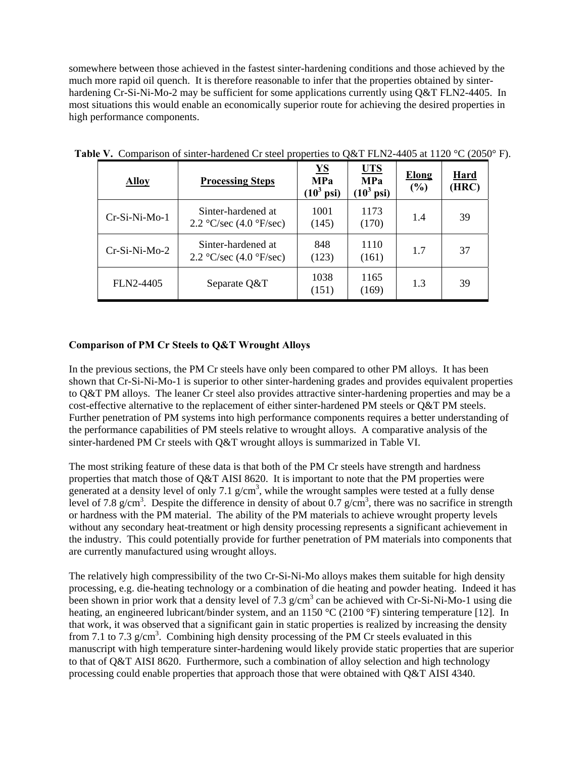somewhere between those achieved in the fastest sinter-hardening conditions and those achieved by the much more rapid oil quench. It is therefore reasonable to infer that the properties obtained by sinter-hardening Cr-Si-Ni-Mo-2 may be sufficient for some applications currently using Q&T FLN2-4405. In most situations this would enable an economically superior route for achieving the desired properties in high performance components.

**Table V.** Comparison of sinter-hardened Cr steel properties to Q&T FLN2-4405 at 1120 °C (2050° F).

| Alloy | Processing Steps | YS MPa ($10^3$ psi) | UTS MPa ($10^3$ psi) | Elong (%) | Hard (HRC) |
|---|---|---|---|---|---|
| Cr-Si-Ni-Mo-1 | Sinter-hardened at 2.2 °C/sec (4.0 °F/sec) | 1001 (145) | 1173 (170) | 1.4 | 39 |
| Cr-Si-Ni-Mo-2 | Sinter-hardened at 2.2 °C/sec (4.0 °F/sec) | 848 (123) | 1110 (161) | 1.7 | 37 |
| FLN2-4405 | Separate Q&T | 1038 (151) | 1165 (169) | 1.3 | 39 |

**Comparison of PM Cr Steels to Q&T Wrought Alloys**

In the previous sections, the PM Cr steels have only been compared to other PM alloys. It has been shown that Cr-Si-Ni-Mo-1 is superior to other sinter-hardening grades and provides equivalent properties to Q&T PM alloys. The leaner Cr steel also provides attractive sinter-hardening properties and may be a cost-effective alternative to the replacement of either sinter-hardened PM steels or Q&T PM steels. Further penetration of PM systems into high performance components requires a better understanding of the performance capabilities of PM steels relative to wrought alloys. A comparative analysis of the sinter-hardened PM Cr steels with Q&T wrought alloys is summarized in Table VI.

The most striking feature of these data is that both of the PM Cr steels have strength and hardness properties that match those of Q&T AISI 8620. It is important to note that the PM properties were generated at a density level of only 7.1 g/cm$^3$, while the wrought samples were tested at a fully dense level of 7.8 g/cm$^3$. Despite the difference in density of about 0.7 g/cm$^3$, there was no sacrifice in strength or hardness with the PM material. The ability of the PM materials to achieve wrought property levels without any secondary heat-treatment or high density processing represents a significant achievement in the industry. This could potentially provide for further penetration of PM materials into components that are currently manufactured using wrought alloys.

The relatively high compressibility of the two Cr-Si-Ni-Mo alloys makes them suitable for high density processing, e.g. die-heating technology or a combination of die heating and powder heating. Indeed it has been shown in prior work that a density level of 7.3 g/cm$^3$ can be achieved with Cr-Si-Ni-Mo-1 using die heating, an engineered lubricant/binder system, and an 1150 °C (2100 °F) sintering temperature [12]. In that work, it was observed that a significant gain in static properties is realized by increasing the density from 7.1 to 7.3 g/cm$^3$. Combining high density processing of the PM Cr steels evaluated in this manuscript with high temperature sinter-hardening would likely provide static properties that are superior to that of Q&T AISI 8620. Furthermore, such a combination of alloy selection and high technology processing could enable properties that approach those that were obtained with Q&T AISI 4340.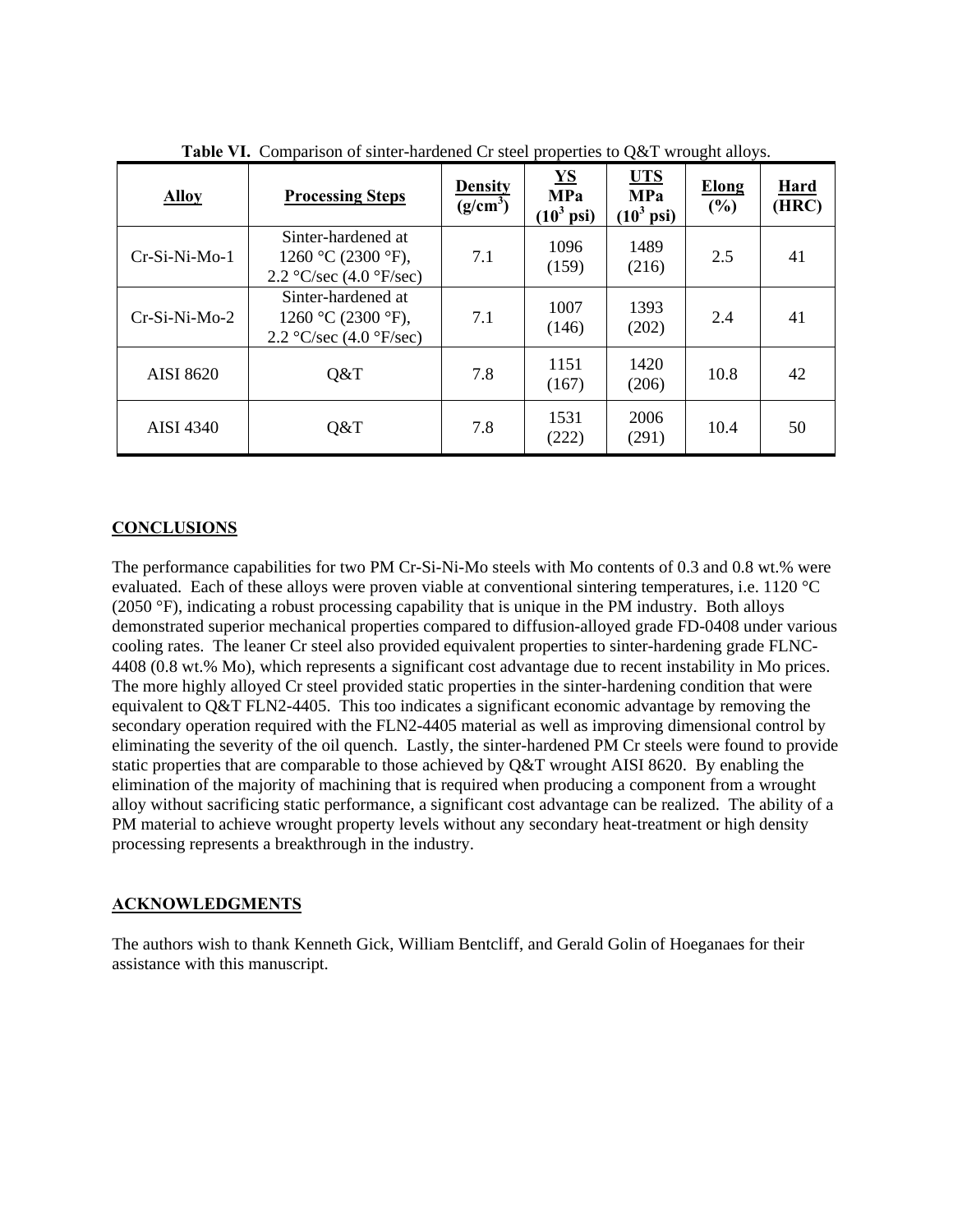**Table VI.** Comparison of sinter-hardened Cr steel properties to Q&T wrought alloys.

| Alloy | Processing Steps | Density ($g/cm^3$) | YS MPa ($10^3$ psi) | UTS MPa ($10^3$ psi) | Elong (%) | Hard (HRC) |
|---|---|---|---|---|---|---|
| Cr-Si-Ni-Mo-1 | Sinter-hardened at 1260 °C (2300 °F), 2.2 °C/sec (4.0 °F/sec) | 7.1 | 1096 (159) | 1489 (216) | 2.5 | 41 |
| Cr-Si-Ni-Mo-2 | Sinter-hardened at 1260 °C (2300 °F), 2.2 °C/sec (4.0 °F/sec) | 7.1 | 1007 (146) | 1393 (202) | 2.4 | 41 |
| AISI 8620 | Q&T | 7.8 | 1151 (167) | 1420 (206) | 10.8 | 42 |
| AISI 4340 | Q&T | 7.8 | 1531 (222) | 2006 (291) | 10.4 | 50 |

## CONCLUSIONS

The performance capabilities for two PM Cr-Si-Ni-Mo steels with Mo contents of 0.3 and 0.8 wt.% were evaluated. Each of these alloys were proven viable at conventional sintering temperatures, i.e. 1120 °C (2050 °F), indicating a robust processing capability that is unique in the PM industry. Both alloys demonstrated superior mechanical properties compared to diffusion-alloyed grade FD-0408 under various cooling rates. The leaner Cr steel also provided equivalent properties to sinter-hardening grade FLNC-4408 (0.8 wt.% Mo), which represents a significant cost advantage due to recent instability in Mo prices. The more highly alloyed Cr steel provided static properties in the sinter-hardening condition that were equivalent to Q&T FLN2-4405. This too indicates a significant economic advantage by removing the secondary operation required with the FLN2-4405 material as well as improving dimensional control by eliminating the severity of the oil quench. Lastly, the sinter-hardened PM Cr steels were found to provide static properties that are comparable to those achieved by Q&T wrought AISI 8620. By enabling the elimination of the majority of machining that is required when producing a component from a wrought alloy without sacrificing static performance, a significant cost advantage can be realized. The ability of a PM material to achieve wrought property levels without any secondary heat-treatment or high density processing represents a breakthrough in the industry.

## ACKNOWLEDGMENTS

The authors wish to thank Kenneth Gick, William Bentcliff, and Gerald Golin of Hoeganaes for their assistance with this manuscript.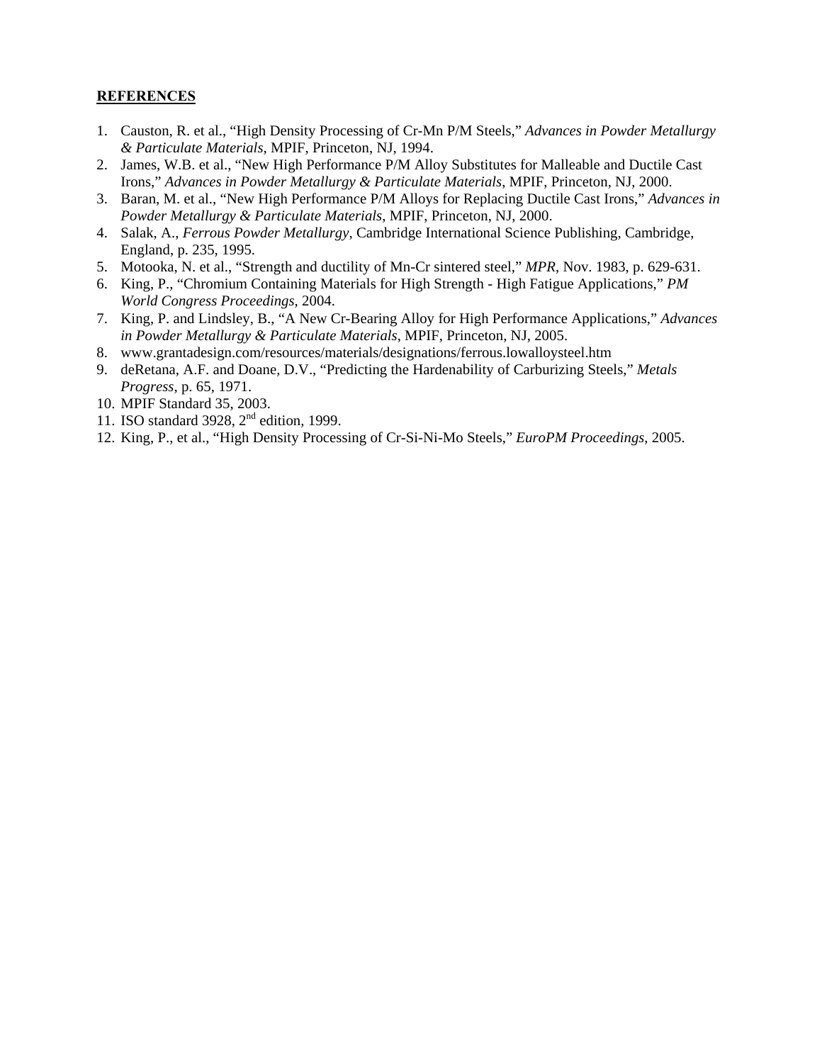## **REFERENCES**

1. Causton, R. et al., "High Density Processing of Cr-Mn P/M Steels," *Advances in Powder Metallurgy & Particulate Materials*, MPIF, Princeton, NJ, 1994.
2. James, W.B. et al., "New High Performance P/M Alloy Substitutes for Malleable and Ductile Cast Irons," *Advances in Powder Metallurgy & Particulate Materials*, MPIF, Princeton, NJ, 2000.
3. Baran, M. et al., "New High Performance P/M Alloys for Replacing Ductile Cast Irons," *Advances in Powder Metallurgy & Particulate Materials*, MPIF, Princeton, NJ, 2000.
4. Salak, A., *Ferrous Powder Metallurgy*, Cambridge International Science Publishing, Cambridge, England, p. 235, 1995.
5. Motooka, N. et al., "Strength and ductility of Mn-Cr sintered steel," *MPR*, Nov. 1983, p. 629-631.
6. King, P., "Chromium Containing Materials for High Strength - High Fatigue Applications," *PM World Congress Proceedings*, 2004.
7. King, P. and Lindsley, B., "A New Cr-Bearing Alloy for High Performance Applications," *Advances in Powder Metallurgy & Particulate Materials*, MPIF, Princeton, NJ, 2005.
8. www.grantadesign.com/resources/materials/designations/ferrous.lowalloysteel.htm
9. deRetana, A.F. and Doane, D.V., "Predicting the Hardenability of Carburizing Steels," *Metals Progress*, p. 65, 1971.
10. MPIF Standard 35, 2003.
11. ISO standard 3928, 2nd edition, 1999.
12. King, P., et al., "High Density Processing of Cr-Si-Ni-Mo Steels," *EuroPM Proceedings*, 2005.